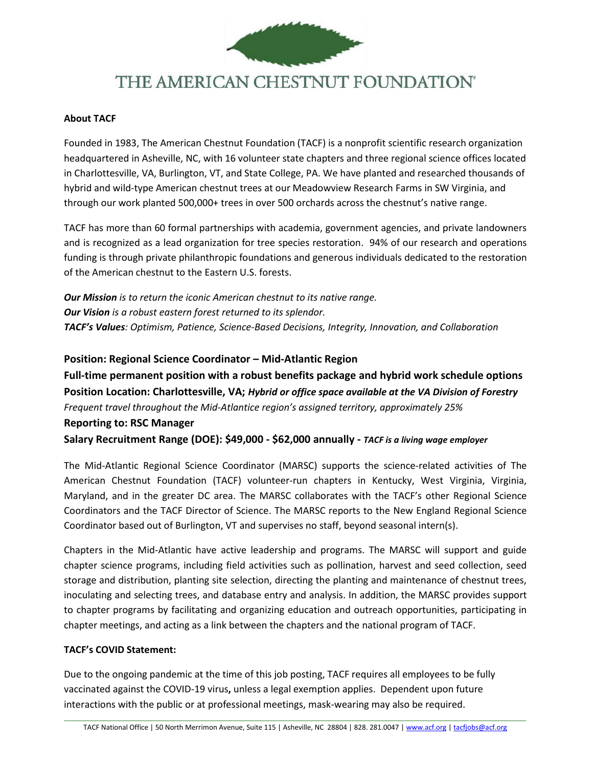# THE AMERICAN CHESTNUT FOUNDATION

**About TACF**

Founded in 1983, The American Chestnut Foundation (TACF) is a nonprofit scientific research organization headquartered in Asheville, NC, with 16 volunteer state chapters and three regional science offices located in Charlottesville, VA, Burlington, VT, and State College, PA. We have planted and researched thousands of hybrid and wild-type American chestnut trees at our Meadowview Research Farms in SW Virginia, and through our work planted 500,000+ trees in over 500 orchards across the chestnut's native range.

TACF has more than 60 formal partnerships with academia, government agencies, and private landowners and is recognized as a lead organization for tree species restoration. 94% of our research and operations funding is through private philanthropic foundations and generous individuals dedicated to the restoration of the American chestnut to the Eastern U.S. forests.

***Our Mission*** *is to return the iconic American chestnut to its native range.*
***Our Vision*** *is a robust eastern forest returned to its splendor.*
***TACF's Values****: Optimism, Patience, Science-Based Decisions, Integrity, Innovation, and Collaboration*

**Position: Regional Science Coordinator – Mid-Atlantic Region**
**Full-time permanent position with a robust benefits package and hybrid work schedule options**
**Position Location: Charlottesville, VA;** ***Hybrid or office space available at the VA Division of Forestry***
*Frequent travel throughout the Mid-Atlantice region's assigned territory, approximately 25%*
**Reporting to: RSC Manager**
**Salary Recruitment Range (DOE): $49,000 - $62,000 annually -** ***TACF is a living wage employer***

The Mid-Atlantic Regional Science Coordinator (MARSC) supports the science-related activities of The American Chestnut Foundation (TACF) volunteer-run chapters in Kentucky, West Virginia, Virginia, Maryland, and in the greater DC area. The MARSC collaborates with the TACF's other Regional Science Coordinators and the TACF Director of Science. The MARSC reports to the New England Regional Science Coordinator based out of Burlington, VT and supervises no staff, beyond seasonal intern(s).

Chapters in the Mid-Atlantic have active leadership and programs. The MARSC will support and guide chapter science programs, including field activities such as pollination, harvest and seed collection, seed storage and distribution, planting site selection, directing the planting and maintenance of chestnut trees, inoculating and selecting trees, and database entry and analysis. In addition, the MARSC provides support to chapter programs by facilitating and organizing education and outreach opportunities, participating in chapter meetings, and acting as a link between the chapters and the national program of TACF.

**TACF's COVID Statement:**

Due to the ongoing pandemic at the time of this job posting, TACF requires all employees to be fully vaccinated against the COVID-19 virus**,** unless a legal exemption applies. Dependent upon future interactions with the public or at professional meetings, mask-wearing may also be required.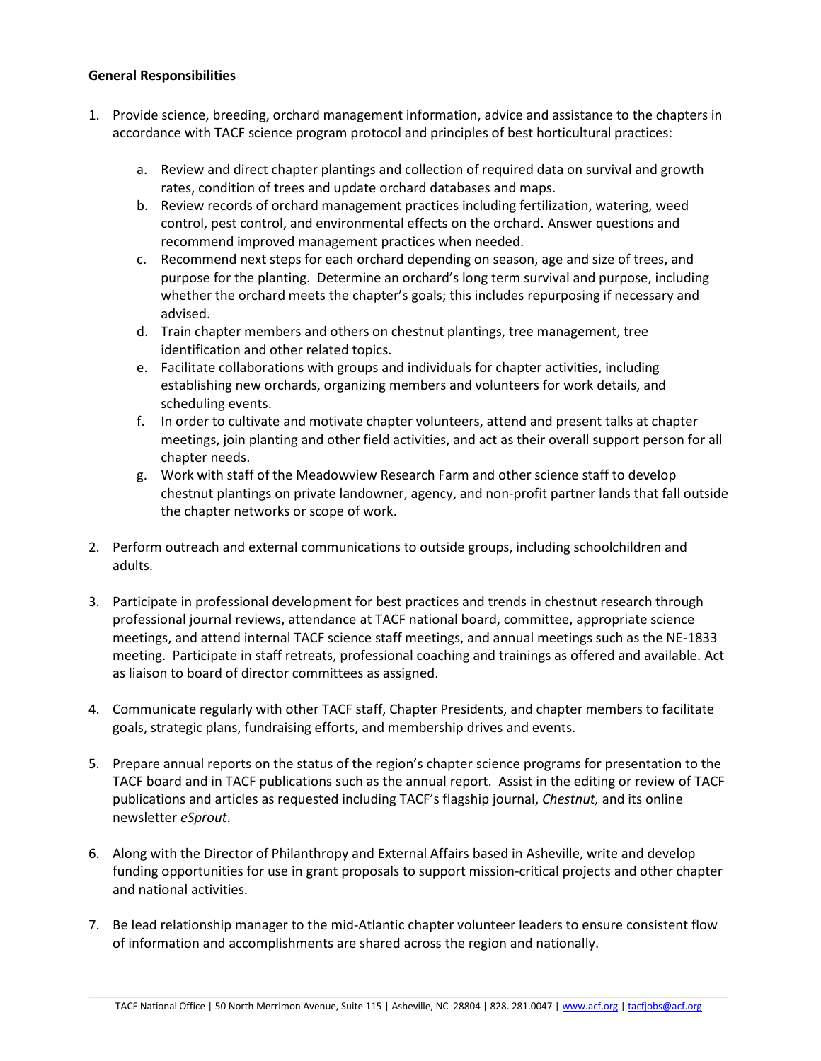**General Responsibilities**

1. Provide science, breeding, orchard management information, advice and assistance to the chapters in accordance with TACF science program protocol and principles of best horticultural practices:

    a. Review and direct chapter plantings and collection of required data on survival and growth rates, condition of trees and update orchard databases and maps.
    b. Review records of orchard management practices including fertilization, watering, weed control, pest control, and environmental effects on the orchard. Answer questions and recommend improved management practices when needed.
    c. Recommend next steps for each orchard depending on season, age and size of trees, and purpose for the planting. Determine an orchard's long term survival and purpose, including whether the orchard meets the chapter's goals; this includes repurposing if necessary and advised.
    d. Train chapter members and others on chestnut plantings, tree management, tree identification and other related topics.
    e. Facilitate collaborations with groups and individuals for chapter activities, including establishing new orchards, organizing members and volunteers for work details, and scheduling events.
    f. In order to cultivate and motivate chapter volunteers, attend and present talks at chapter meetings, join planting and other field activities, and act as their overall support person for all chapter needs.
    g. Work with staff of the Meadowview Research Farm and other science staff to develop chestnut plantings on private landowner, agency, and non-profit partner lands that fall outside the chapter networks or scope of work.

2. Perform outreach and external communications to outside groups, including schoolchildren and adults.

3. Participate in professional development for best practices and trends in chestnut research through professional journal reviews, attendance at TACF national board, committee, appropriate science meetings, and attend internal TACF science staff meetings, and annual meetings such as the NE-1833 meeting. Participate in staff retreats, professional coaching and trainings as offered and available. Act as liaison to board of director committees as assigned.

4. Communicate regularly with other TACF staff, Chapter Presidents, and chapter members to facilitate goals, strategic plans, fundraising efforts, and membership drives and events.

5. Prepare annual reports on the status of the region's chapter science programs for presentation to the TACF board and in TACF publications such as the annual report. Assist in the editing or review of TACF publications and articles as requested including TACF's flagship journal, *Chestnut,* and its online newsletter *eSprout*.

6. Along with the Director of Philanthropy and External Affairs based in Asheville, write and develop funding opportunities for use in grant proposals to support mission-critical projects and other chapter and national activities.

7. Be lead relationship manager to the mid-Atlantic chapter volunteer leaders to ensure consistent flow of information and accomplishments are shared across the region and nationally.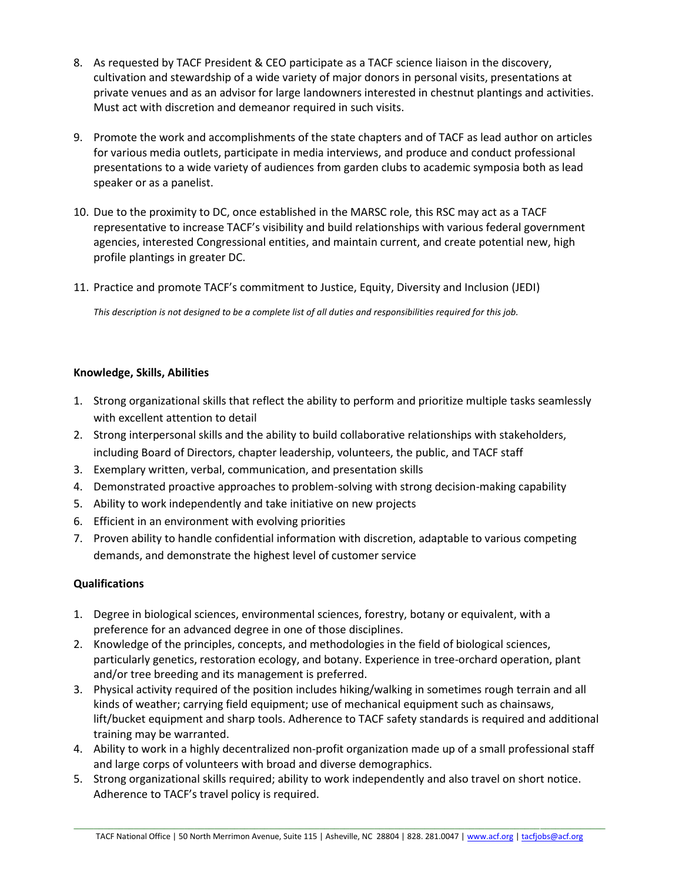8. As requested by TACF President & CEO participate as a TACF science liaison in the discovery, cultivation and stewardship of a wide variety of major donors in personal visits, presentations at private venues and as an advisor for large landowners interested in chestnut plantings and activities. Must act with discretion and demeanor required in such visits.

9. Promote the work and accomplishments of the state chapters and of TACF as lead author on articles for various media outlets, participate in media interviews, and produce and conduct professional presentations to a wide variety of audiences from garden clubs to academic symposia both as lead speaker or as a panelist.

10. Due to the proximity to DC, once established in the MARSC role, this RSC may act as a TACF representative to increase TACF's visibility and build relationships with various federal government agencies, interested Congressional entities, and maintain current, and create potential new, high profile plantings in greater DC.

11. Practice and promote TACF's commitment to Justice, Equity, Diversity and Inclusion (JEDI)

*This description is not designed to be a complete list of all duties and responsibilities required for this job.*

**Knowledge, Skills, Abilities**

1. Strong organizational skills that reflect the ability to perform and prioritize multiple tasks seamlessly with excellent attention to detail
2. Strong interpersonal skills and the ability to build collaborative relationships with stakeholders, including Board of Directors, chapter leadership, volunteers, the public, and TACF staff
3. Exemplary written, verbal, communication, and presentation skills
4. Demonstrated proactive approaches to problem-solving with strong decision-making capability
5. Ability to work independently and take initiative on new projects
6. Efficient in an environment with evolving priorities
7. Proven ability to handle confidential information with discretion, adaptable to various competing demands, and demonstrate the highest level of customer service

**Qualifications**

1. Degree in biological sciences, environmental sciences, forestry, botany or equivalent, with a preference for an advanced degree in one of those disciplines.
2. Knowledge of the principles, concepts, and methodologies in the field of biological sciences, particularly genetics, restoration ecology, and botany. Experience in tree-orchard operation, plant and/or tree breeding and its management is preferred.
3. Physical activity required of the position includes hiking/walking in sometimes rough terrain and all kinds of weather; carrying field equipment; use of mechanical equipment such as chainsaws, lift/bucket equipment and sharp tools. Adherence to TACF safety standards is required and additional training may be warranted.
4. Ability to work in a highly decentralized non-profit organization made up of a small professional staff and large corps of volunteers with broad and diverse demographics.
5. Strong organizational skills required; ability to work independently and also travel on short notice. Adherence to TACF's travel policy is required.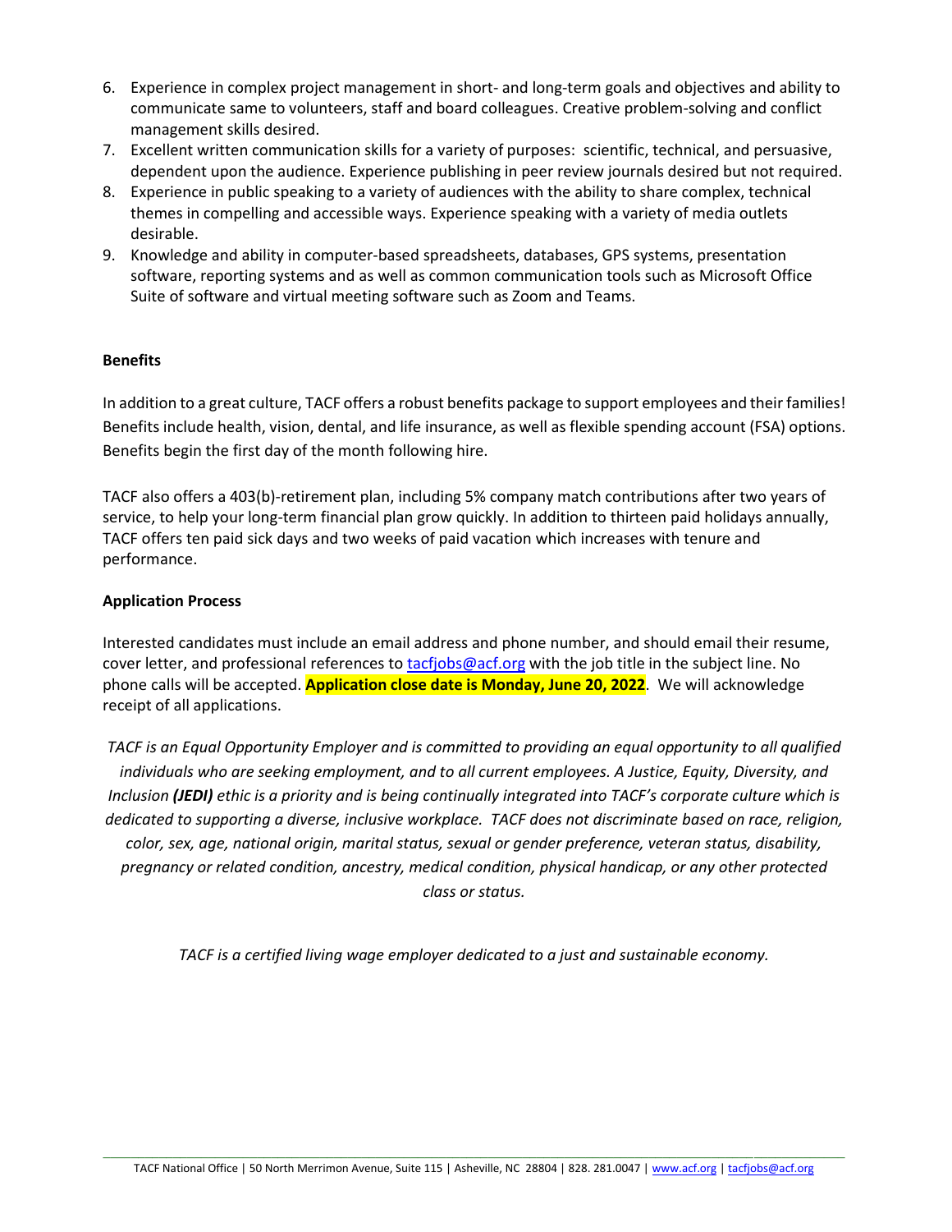6. Experience in complex project management in short- and long-term goals and objectives and ability to communicate same to volunteers, staff and board colleagues. Creative problem-solving and conflict management skills desired.
7. Excellent written communication skills for a variety of purposes: scientific, technical, and persuasive, dependent upon the audience. Experience publishing in peer review journals desired but not required.
8. Experience in public speaking to a variety of audiences with the ability to share complex, technical themes in compelling and accessible ways. Experience speaking with a variety of media outlets desirable.
9. Knowledge and ability in computer-based spreadsheets, databases, GPS systems, presentation software, reporting systems and as well as common communication tools such as Microsoft Office Suite of software and virtual meeting software such as Zoom and Teams.

**Benefits**

In addition to a great culture, TACF offers a robust benefits package to support employees and their families! Benefits include health, vision, dental, and life insurance, as well as flexible spending account (FSA) options. Benefits begin the first day of the month following hire.

TACF also offers a 403(b)-retirement plan, including 5% company match contributions after two years of service, to help your long-term financial plan grow quickly. In addition to thirteen paid holidays annually, TACF offers ten paid sick days and two weeks of paid vacation which increases with tenure and performance.

**Application Process**

Interested candidates must include an email address and phone number, and should email their resume, cover letter, and professional references to tacfjobs@acf.org with the job title in the subject line. No phone calls will be accepted. **Application close date is Monday, June 20, 2022**. We will acknowledge receipt of all applications.

*TACF is an Equal Opportunity Employer and is committed to providing an equal opportunity to all qualified individuals who are seeking employment, and to all current employees. A Justice, Equity, Diversity, and Inclusion **(JEDI)** ethic is a priority and is being continually integrated into TACF's corporate culture which is dedicated to supporting a diverse, inclusive workplace. TACF does not discriminate based on race, religion, color, sex, age, national origin, marital status, sexual or gender preference, veteran status, disability, pregnancy or related condition, ancestry, medical condition, physical handicap, or any other protected class or status.*

*TACF is a certified living wage employer dedicated to a just and sustainable economy.*